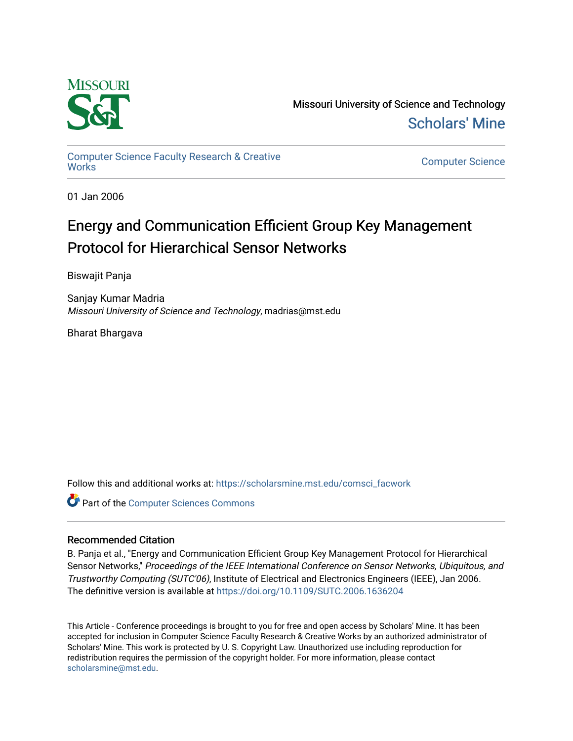Missouri University of Science and Technology

Scholars' Mine

Computer Science Faculty Research & Creative Works

Computer Science

01 Jan 2006

# Energy and Communication Efficient Group Key Management Protocol for Hierarchical Sensor Networks

Biswajit Panja

Sanjay Kumar Madria
*Missouri University of Science and Technology*, madrias@mst.edu

Bharat Bhargava

Follow this and additional works at: https://scholarsmine.mst.edu/comsci_facwork

Part of the Computer Sciences Commons

## Recommended Citation

B. Panja et al., "Energy and Communication Efficient Group Key Management Protocol for Hierarchical Sensor Networks," *Proceedings of the IEEE International Conference on Sensor Networks, Ubiquitous, and Trustworthy Computing (SUTC'06)*, Institute of Electrical and Electronics Engineers (IEEE), Jan 2006.
The definitive version is available at https://doi.org/10.1109/SUTC.2006.1636204

This Article - Conference proceedings is brought to you for free and open access by Scholars' Mine. It has been accepted for inclusion in Computer Science Faculty Research & Creative Works by an authorized administrator of Scholars' Mine. This work is protected by U. S. Copyright Law. Unauthorized use including reproduction for redistribution requires the permission of the copyright holder. For more information, please contact scholarsmine@mst.edu.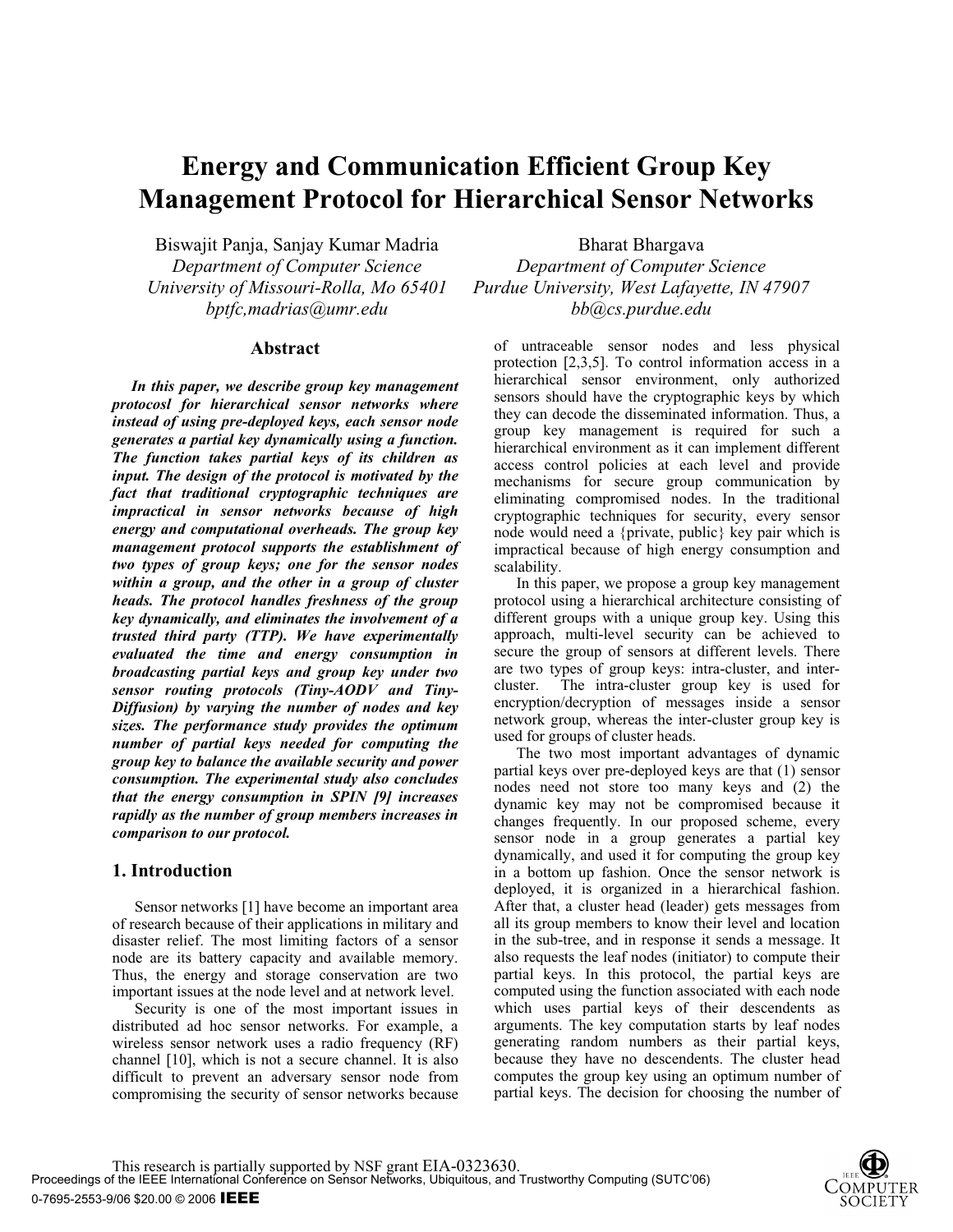# Energy and Communication Efficient Group Key Management Protocol for Hierarchical Sensor Networks

Biswajit Panja, Sanjay Kumar Madria
*Department of Computer Science*
*University of Missouri-Rolla, Mo 65401*
*bptfc,madrias@umr.edu*

Bharat Bhargava
*Department of Computer Science*
*Purdue University, West Lafayette, IN 47907*
*bb@cs.purdue.edu*

## Abstract

***In this paper, we describe group key management protocosl for hierarchical sensor networks where instead of using pre-deployed keys, each sensor node generates a partial key dynamically using a function. The function takes partial keys of its children as input. The design of the protocol is motivated by the fact that traditional cryptographic techniques are impractical in sensor networks because of high energy and computational overheads. The group key management protocol supports the establishment of two types of group keys; one for the sensor nodes within a group, and the other in a group of cluster heads. The protocol handles freshness of the group key dynamically, and eliminates the involvement of a trusted third party (TTP). We have experimentally evaluated the time and energy consumption in broadcasting partial keys and group key under two sensor routing protocols (Tiny-AODV and Tiny-Diffusion) by varying the number of nodes and key sizes. The performance study provides the optimum number of partial keys needed for computing the group key to balance the available security and power consumption. The experimental study also concludes that the energy consumption in SPIN [9] increases rapidly as the number of group members increases in comparison to our protocol.***

## 1. Introduction

Sensor networks [1] have become an important area of research because of their applications in military and disaster relief. The most limiting factors of a sensor node are its battery capacity and available memory. Thus, the energy and storage conservation are two important issues at the node level and at network level.

Security is one of the most important issues in distributed ad hoc sensor networks. For example, a wireless sensor network uses a radio frequency (RF) channel [10], which is not a secure channel. It is also difficult to prevent an adversary sensor node from compromising the security of sensor networks because of untraceable sensor nodes and less physical protection [2,3,5]. To control information access in a hierarchical sensor environment, only authorized sensors should have the cryptographic keys by which they can decode the disseminated information. Thus, a group key management is required for such a hierarchical environment as it can implement different access control policies at each level and provide mechanisms for secure group communication by eliminating compromised nodes. In the traditional cryptographic techniques for security, every sensor node would need a {private, public} key pair which is impractical because of high energy consumption and scalability.

In this paper, we propose a group key management protocol using a hierarchical architecture consisting of different groups with a unique group key. Using this approach, multi-level security can be achieved to secure the group of sensors at different levels. There are two types of group keys: intra-cluster, and inter-cluster. The intra-cluster group key is used for encryption/decryption of messages inside a sensor network group, whereas the inter-cluster group key is used for groups of cluster heads.

The two most important advantages of dynamic partial keys over pre-deployed keys are that (1) sensor nodes need not store too many keys and (2) the dynamic key may not be compromised because it changes frequently. In our proposed scheme, every sensor node in a group generates a partial key dynamically, and used it for computing the group key in a bottom up fashion. Once the sensor network is deployed, it is organized in a hierarchical fashion. After that, a cluster head (leader) gets messages from all its group members to know their level and location in the sub-tree, and in response it sends a message. It also requests the leaf nodes (initiator) to compute their partial keys. In this protocol, the partial keys are computed using the function associated with each node which uses partial keys of their descendents as arguments. The key computation starts by leaf nodes generating random numbers as their partial keys, because they have no descendents. The cluster head computes the group key using an optimum number of partial keys. The decision for choosing the number of

This research is partially supported by NSF grant EIA-0323630.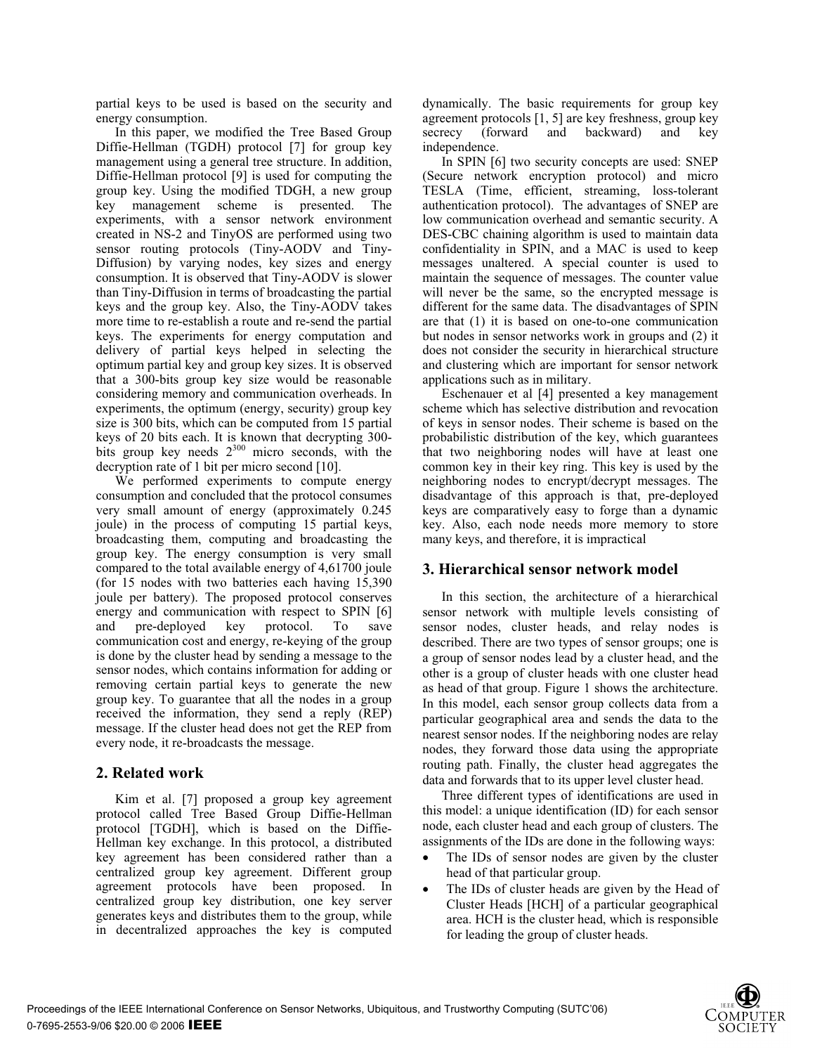partial keys to be used is based on the security and energy consumption.

In this paper, we modified the Tree Based Group Diffie-Hellman (TGDH) protocol [7] for group key management using a general tree structure. In addition, Diffie-Hellman protocol [9] is used for computing the group key. Using the modified TDGH, a new group key management scheme is presented. The experiments, with a sensor network environment created in NS-2 and TinyOS are performed using two sensor routing protocols (Tiny-AODV and Tiny-Diffusion) by varying nodes, key sizes and energy consumption. It is observed that Tiny-AODV is slower than Tiny-Diffusion in terms of broadcasting the partial keys and the group key. Also, the Tiny-AODV takes more time to re-establish a route and re-send the partial keys. The experiments for energy computation and delivery of partial keys helped in selecting the optimum partial key and group key sizes. It is observed that a 300-bits group key size would be reasonable considering memory and communication overheads. In experiments, the optimum (energy, security) group key size is 300 bits, which can be computed from 15 partial keys of 20 bits each. It is known that decrypting 300-bits group key needs $2^{300}$ micro seconds, with the decryption rate of 1 bit per micro second [10].

We performed experiments to compute energy consumption and concluded that the protocol consumes very small amount of energy (approximately 0.245 joule) in the process of computing 15 partial keys, broadcasting them, computing and broadcasting the group key. The energy consumption is very small compared to the total available energy of 4,61700 joule (for 15 nodes with two batteries each having 15,390 joule per battery). The proposed protocol conserves energy and communication with respect to SPIN [6] and pre-deployed key protocol. To save communication cost and energy, re-keying of the group is done by the cluster head by sending a message to the sensor nodes, which contains information for adding or removing certain partial keys to generate the new group key. To guarantee that all the nodes in a group received the information, they send a reply (REP) message. If the cluster head does not get the REP from every node, it re-broadcasts the message.

## 2. Related work

Kim et al. [7] proposed a group key agreement protocol called Tree Based Group Diffie-Hellman protocol [TGDH], which is based on the Diffie-Hellman key exchange. In this protocol, a distributed key agreement has been considered rather than a centralized group key agreement. Different group agreement protocols have been proposed. In centralized group key distribution, one key server generates keys and distributes them to the group, while in decentralized approaches the key is computed dynamically. The basic requirements for group key agreement protocols [1, 5] are key freshness, group key secrecy (forward and backward) and key independence.

In SPIN [6] two security concepts are used: SNEP (Secure network encryption protocol) and micro TESLA (Time, efficient, streaming, loss-tolerant authentication protocol). The advantages of SNEP are low communication overhead and semantic security. A DES-CBC chaining algorithm is used to maintain data confidentiality in SPIN, and a MAC is used to keep messages unaltered. A special counter is used to maintain the sequence of messages. The counter value will never be the same, so the encrypted message is different for the same data. The disadvantages of SPIN are that (1) it is based on one-to-one communication but nodes in sensor networks work in groups and (2) it does not consider the security in hierarchical structure and clustering which are important for sensor network applications such as in military.

Eschenauer et al [4] presented a key management scheme which has selective distribution and revocation of keys in sensor nodes. Their scheme is based on the probabilistic distribution of the key, which guarantees that two neighboring nodes will have at least one common key in their key ring. This key is used by the neighboring nodes to encrypt/decrypt messages. The disadvantage of this approach is that, pre-deployed keys are comparatively easy to forge than a dynamic key. Also, each node needs more memory to store many keys, and therefore, it is impractical

## 3. Hierarchical sensor network model

In this section, the architecture of a hierarchical sensor network with multiple levels consisting of sensor nodes, cluster heads, and relay nodes is described. There are two types of sensor groups; one is a group of sensor nodes lead by a cluster head, and the other is a group of cluster heads with one cluster head as head of that group. Figure 1 shows the architecture. In this model, each sensor group collects data from a particular geographical area and sends the data to the nearest sensor nodes. If the neighboring nodes are relay nodes, they forward those data using the appropriate routing path. Finally, the cluster head aggregates the data and forwards that to its upper level cluster head.

Three different types of identifications are used in this model: a unique identification (ID) for each sensor node, each cluster head and each group of clusters. The assignments of the IDs are done in the following ways:

- The IDs of sensor nodes are given by the cluster head of that particular group.
- The IDs of cluster heads are given by the Head of Cluster Heads [HCH] of a particular geographical area. HCH is the cluster head, which is responsible for leading the group of cluster heads.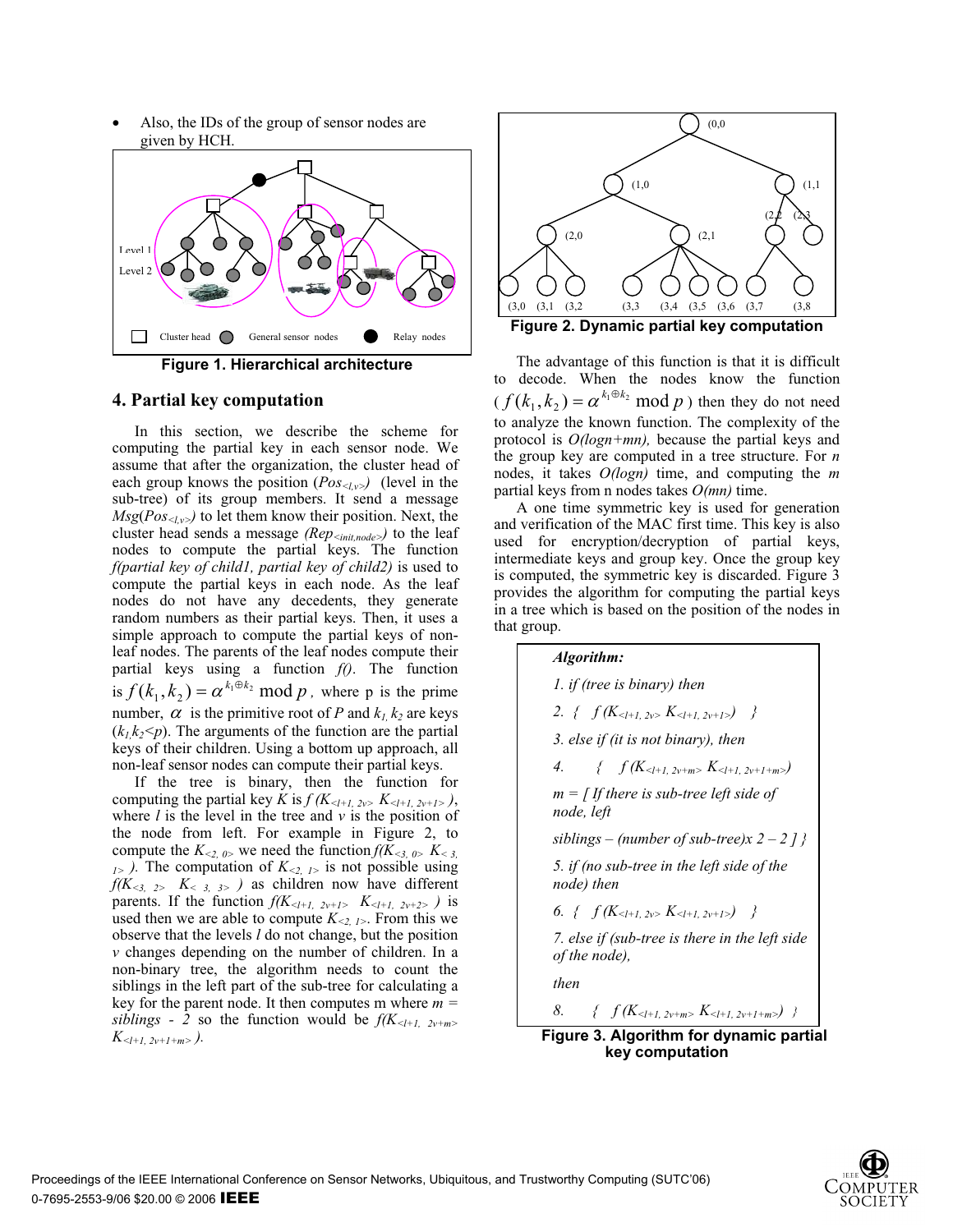- Also, the IDs of the group of sensor nodes are given by HCH.

Level 1

Level 2

Cluster head General sensor nodes Relay nodes

**Figure 1. Hierarchical architecture**

## 4. Partial key computation

In this section, we describe the scheme for computing the partial key in each sensor node. We assume that after the organization, the cluster head of each group knows the position ($Pos_{<l,v>}$) (level in the sub-tree) of its group members. It send a message $Msg(Pos_{<l,v>})$ to let them know their position. Next, the cluster head sends a message *(Rep*$_{<init,node>}$*)* to the leaf nodes to compute the partial keys. The function *f(partial key of child1, partial key of child2)* is used to compute the partial keys in each node. As the leaf nodes do not have any decedents, they generate random numbers as their partial keys. Then, it uses a simple approach to compute the partial keys of non-leaf nodes. The parents of the leaf nodes compute their partial keys using a function *f()*. The function is $f(k_1,k_2) = \alpha^{k_1 \oplus k_2} \bmod p$, where p is the prime number, $\alpha$ is the primitive root of *P* and $k_1, k_2$ are keys ($k_1,k_2<p$). The arguments of the function are the partial keys of their children. Using a bottom up approach, all non-leaf sensor nodes can compute their partial keys.

If the tree is binary, then the function for computing the partial key *K* is $f(K_{<l+1,\ 2v>}\ K_{<l+1,\ 2v+1>})$, where *l* is the level in the tree and *v* is the position of the node from left. For example in Figure 2, to compute the $K_{<2,\ 0>}$ we need the function $f(K_{<3,\ 0>}\ K_{<3,\ 1>})$. The computation of $K_{<2,\ 1>}$ is not possible using $f(K_{<3,\ 2>}\ K_{<3,\ 3>})$ as children now have different parents. If the function $f(K_{<l+1,\ 2v+1>}\ K_{<l+1,\ 2v+2>})$ is used then we are able to compute $K_{<2,\ 1>}$. From this we observe that the levels *l* do not change, but the position *v* changes depending on the number of children. In a non-binary tree, the algorithm needs to count the siblings in the left part of the sub-tree for calculating a key for the parent node. It then computes m where *m = siblings - 2* so the function would be $f(K_{<l+1,\ 2v+m>}\ K_{<l+1,\ 2v+1+m>})$.

(0,0 (1,0 (1,1 (2,0 (2,1 (2,2 (2,3 (3,0 (3,1 (3,2 (3,3 (3,4 (3,5 (3,6 (3,7 (3,8

**Figure 2. Dynamic partial key computation**

The advantage of this function is that it is difficult to decode. When the nodes know the function ($f(k_1,k_2) = \alpha^{k_1 \oplus k_2} \bmod p$) then they do not need to analyze the known function. The complexity of the protocol is *O(logn+mn),* because the partial keys and the group key are computed in a tree structure. For *n* nodes, it takes *O(logn)* time, and computing the *m* partial keys from n nodes takes *O(mn)* time.

A one time symmetric key is used for generation and verification of the MAC first time. This key is also used for encryption/decryption of partial keys, intermediate keys and group key. Once the group key is computed, the symmetric key is discarded. Figure 3 provides the algorithm for computing the partial keys in a tree which is based on the position of the nodes in that group.

***Algorithm:***

*1. if (tree is binary) then*

*2.* { $f(K_{<l+1,\ 2v>}\ K_{<l+1,\ 2v+1>})$ }

*3. else if (it is not binary), then*

*4.* { $f(K_{<l+1,\ 2v+m>}\ K_{<l+1,\ 2v+1+m>})$

*m = [ If there is sub-tree left side of node, left*

*siblings – (number of sub-tree)x 2 – 2 ] }*

*5. if (no sub-tree in the left side of the node) then*

*6.* { $f(K_{<l+1,\ 2v>}\ K_{<l+1,\ 2v+1>})$ }

*7. else if (sub-tree is there in the left side of the node),*

*then*

*8.* { $f(K_{<l+1,\ 2v+m>}\ K_{<l+1,\ 2v+1+m>})$ }

**Figure 3. Algorithm for dynamic partial key computation**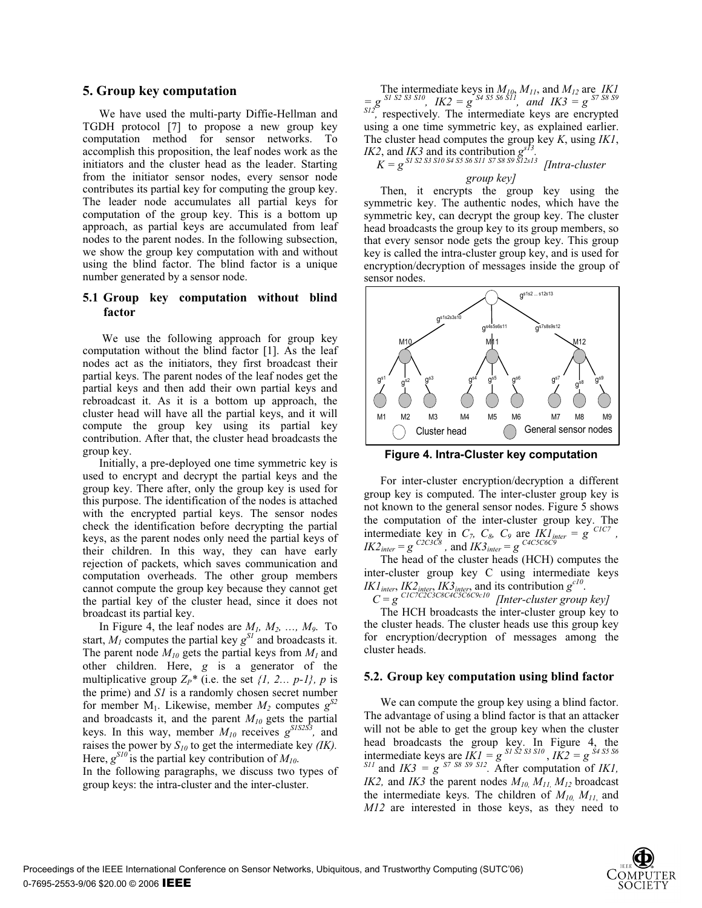## 5. Group key computation

We have used the multi-party Diffie-Hellman and TGDH protocol [7] to propose a new group key computation method for sensor networks. To accomplish this proposition, the leaf nodes work as the initiators and the cluster head as the leader. Starting from the initiator sensor nodes, every sensor node contributes its partial key for computing the group key. The leader node accumulates all partial keys for computation of the group key. This is a bottom up approach, as partial keys are accumulated from leaf nodes to the parent nodes. In the following subsection, we show the group key computation with and without using the blind factor. The blind factor is a unique number generated by a sensor node.

### 5.1 Group key computation without blind factor

We use the following approach for group key computation without the blind factor [1]. As the leaf nodes act as the initiators, they first broadcast their partial keys. The parent nodes of the leaf nodes get the partial keys and then add their own partial keys and rebroadcast it. As it is a bottom up approach, the cluster head will have all the partial keys, and it will compute the group key using its partial key contribution. After that, the cluster head broadcasts the group key.

Initially, a pre-deployed one time symmetric key is used to encrypt and decrypt the partial keys and the group key. There after, only the group key is used for this purpose. The identification of the nodes is attached with the encrypted partial keys. The sensor nodes check the identification before decrypting the partial keys, as the parent nodes only need the partial keys of their children. In this way, they can have early rejection of packets, which saves communication and computation overheads. The other group members cannot compute the group key because they cannot get the partial key of the cluster head, since it does not broadcast its partial key.

In Figure 4, the leaf nodes are $M_1, M_2, \ldots, M_9$. To start, $M_1$ computes the partial key $g^{S1}$ and broadcasts it. The parent node $M_{10}$ gets the partial keys from $M_1$ and other children. Here, $g$ is a generator of the multiplicative group $Z_P$* (i.e. the set $\{1, 2\ldots p\text{-}1\}$, $p$ is the prime) and $S1$ is a randomly chosen secret number for member $M_1$. Likewise, member $M_2$ computes $g^{S2}$ and broadcasts it, and the parent $M_{10}$ gets the partial keys. In this way, member $M_{10}$ receives $g^{S1S2S3}$, and raises the power by $S_{10}$ to get the intermediate key *(IK)*. Here, $g^{S10}$ is the partial key contribution of $M_{10}$.

In the following paragraphs, we discuss two types of group keys: the intra-cluster and the inter-cluster.

The intermediate keys in $M_{10}$, $M_{11}$, and $M_{12}$ are $IK1 = g^{S1\ S2\ S3\ S10}$, $IK2 = g^{S4\ S5\ S6\ S11}$, and $IK3 = g^{S7\ S8\ S9\ S12}$, respectively. The intermediate keys are encrypted using a one time symmetric key, as explained earlier. The cluster head computes the group key $K$, using $IK1$, $IK2$, and $IK3$ and its contribution $g^{s13}$.

$$K = g^{S1\ S2\ S3\ S10\ S4\ S5\ S6\ S11\ S7\ S8\ S9\ S12 s13} \quad \text{[Intra-cluster group key]}$$

Then, it encrypts the group key using the symmetric key. The authentic nodes, which have the symmetric key, can decrypt the group key. The cluster head broadcasts the group key to its group members, so that every sensor node gets the group key. This group key is called the intra-cluster group key, and is used for encryption/decryption of messages inside the group of sensor nodes.

$g^{s1s2 \ldots s12s13}$

$g^{s1s2s3s10}$ $g^{s4s5s6s11}$ $g^{s7s8s9s12}$

M10 M11 M12

$g^{s1}$ $g^{s2}$ $g^{s3}$ $g^{s4}$ $g^{s5}$ $g^{s6}$ $g^{s7}$ $g^{s8}$ $g^{s9}$

M1 M2 M3 M4 M5 M6 M7 M8 M9

Cluster head General sensor nodes

**Figure 4. Intra-Cluster key computation**

For inter-cluster encryption/decryption a different group key is computed. The inter-cluster group key is not known to the general sensor nodes. Figure 5 shows the computation of the inter-cluster group key. The intermediate key in $C_7$, $C_8$, $C_9$ are $IK1_{inter} = g^{C1C7}$, $IK2_{inter} = g^{C2C3C8}$, and $IK3_{inter} = g^{C4C5C6C9}$

The head of the cluster heads (HCH) computes the inter-cluster group key C using intermediate keys $IK1_{inter}$, $IK2_{inter}$, $IK3_{inter}$, and its contribution $g^{c10}$.

$$C = g^{C1C7C2C3C8C4C5C6C9c10} \quad \text{[Inter-cluster group key]}$$

The HCH broadcasts the inter-cluster group key to the cluster heads. The cluster heads use this group key for encryption/decryption of messages among the cluster heads.

### 5.2. Group key computation using blind factor

We can compute the group key using a blind factor. The advantage of using a blind factor is that an attacker will not be able to get the group key when the cluster head broadcasts the group key. In Figure 4, the intermediate keys are $IK1 = g^{S1\ S2\ S3\ S10}$, $IK2 = g^{S4\ S5\ S6\ S11}$ and $IK3 = g^{S7\ S8\ S9\ S12}$. After computation of $IK1$, $IK2$, and $IK3$ the parent nodes $M_{10}$, $M_{11}$, $M_{12}$ broadcast the intermediate keys. The children of $M_{10}$, $M_{11}$, and $M12$ are interested in those keys, as they need to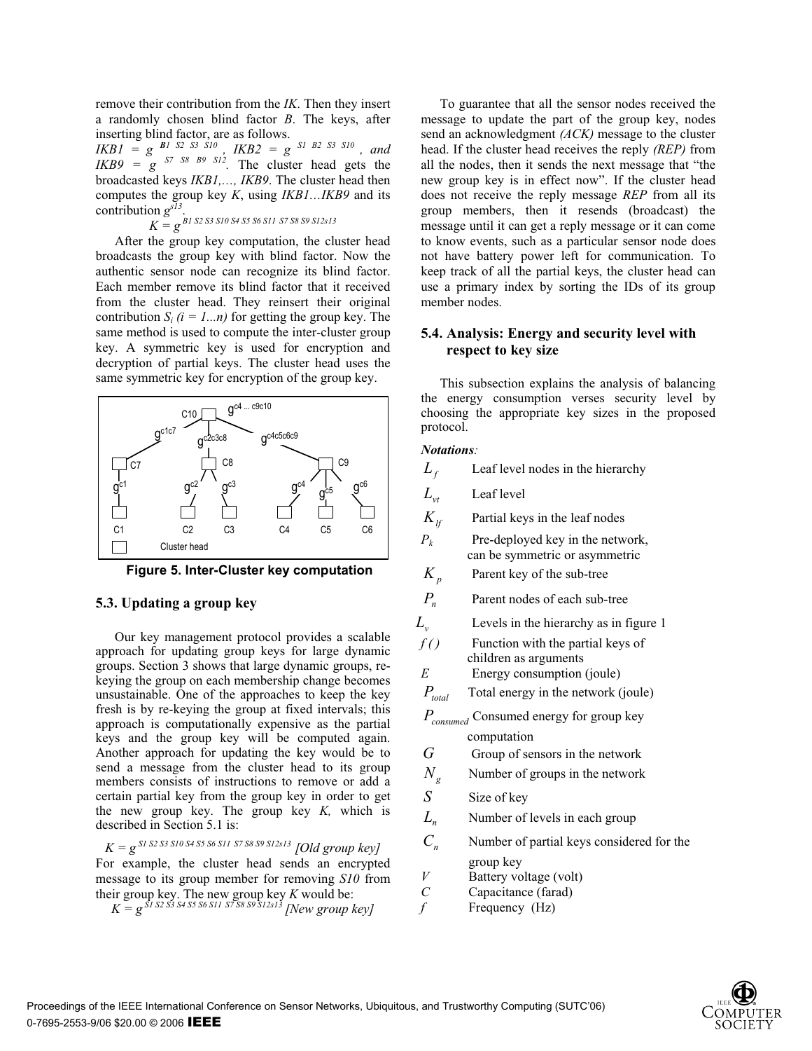remove their contribution from the *IK*. Then they insert a randomly chosen blind factor *B*. The keys, after inserting blind factor, are as follows.

$IKB1 = g^{B1\ S2\ S3\ S10}$, $IKB2 = g^{S1\ B2\ S3\ S10}$, and $IKB9 = g^{S7\ S8\ B9\ S12}$. The cluster head gets the broadcasted keys *IKB1,…, IKB9*. The cluster head then computes the group key *K*, using *IKB1…IKB9* and its contribution $g^{s13}$.

$$K = g^{B1\ S2\ S3\ S10\ S4\ S5\ S6\ S11\ S7\ S8\ S9\ S12s13}$$

After the group key computation, the cluster head broadcasts the group key with blind factor. Now the authentic sensor node can recognize its blind factor. Each member remove its blind factor that it received from the cluster head. They reinsert their original contribution $S_i$ $(i = 1...n)$ for getting the group key. The same method is used to compute the inter-cluster group key. A symmetric key is used for encryption and decryption of partial keys. The cluster head uses the same symmetric key for encryption of the group key.

**Figure 5. Inter-Cluster key computation**

### 5.3. Updating a group key

Our key management protocol provides a scalable approach for updating group keys for large dynamic groups. Section 3 shows that large dynamic groups, re-keying the group on each membership change becomes unsustainable. One of the approaches to keep the key fresh is by re-keying the group at fixed intervals; this approach is computationally expensive as the partial keys and the group key will be computed again. Another approach for updating the key would be to send a message from the cluster head to its group members consists of instructions to remove or add a certain partial key from the group key in order to get the new group key. The group key *K,* which is described in Section 5.1 is:

$$K = g^{S1\ S2\ S3\ S10\ S4\ S5\ S6\ S11\ S7\ S8\ S9\ S12s13} \text{ [Old group key]}$$

For example, the cluster head sends an encrypted message to its group member for removing *S10* from their group key. The new group key *K* would be:

$$K = g^{S1\ S2\ S3\ S4\ S5\ S6\ S11\ S7\ S8\ S9\ S12s13} \text{ [New group key]}$$

To guarantee that all the sensor nodes received the message to update the part of the group key, nodes send an acknowledgment *(ACK)* message to the cluster head. If the cluster head receives the reply *(REP)* from all the nodes, then it sends the next message that "the new group key is in effect now". If the cluster head does not receive the reply message *REP* from all its group members, then it resends (broadcast) the message until it can get a reply message or it can come to know events, such as a particular sensor node does not have battery power left for communication. To keep track of all the partial keys, the cluster head can use a primary index by sorting the IDs of its group member nodes.

### 5.4. Analysis: Energy and security level with respect to key size

This subsection explains the analysis of balancing the energy consumption verses security level by choosing the appropriate key sizes in the proposed protocol.

***Notations:***

- $L_f$ Leaf level nodes in the hierarchy
- $L_{vt}$ Leaf level
- $K_{lf}$ Partial keys in the leaf nodes
- $P_k$ Pre-deployed key in the network, can be symmetric or asymmetric
- $K_p$ Parent key of the sub-tree
- $P_n$ Parent nodes of each sub-tree
- $L_v$ Levels in the hierarchy as in figure 1
- $f(\,)$ Function with the partial keys of children as arguments
- $E$ Energy consumption (joule)
- $P_{total}$ Total energy in the network (joule)
- $P_{consumed}$ Consumed energy for group key computation
- $G$ Group of sensors in the network
- $N_g$ Number of groups in the network
- $S$ Size of key
- $L_n$ Number of levels in each group
- $C_n$ Number of partial keys considered for the group key
- $V$ Battery voltage (volt)
- $C$ Capacitance (farad)
- $f$ Frequency (Hz)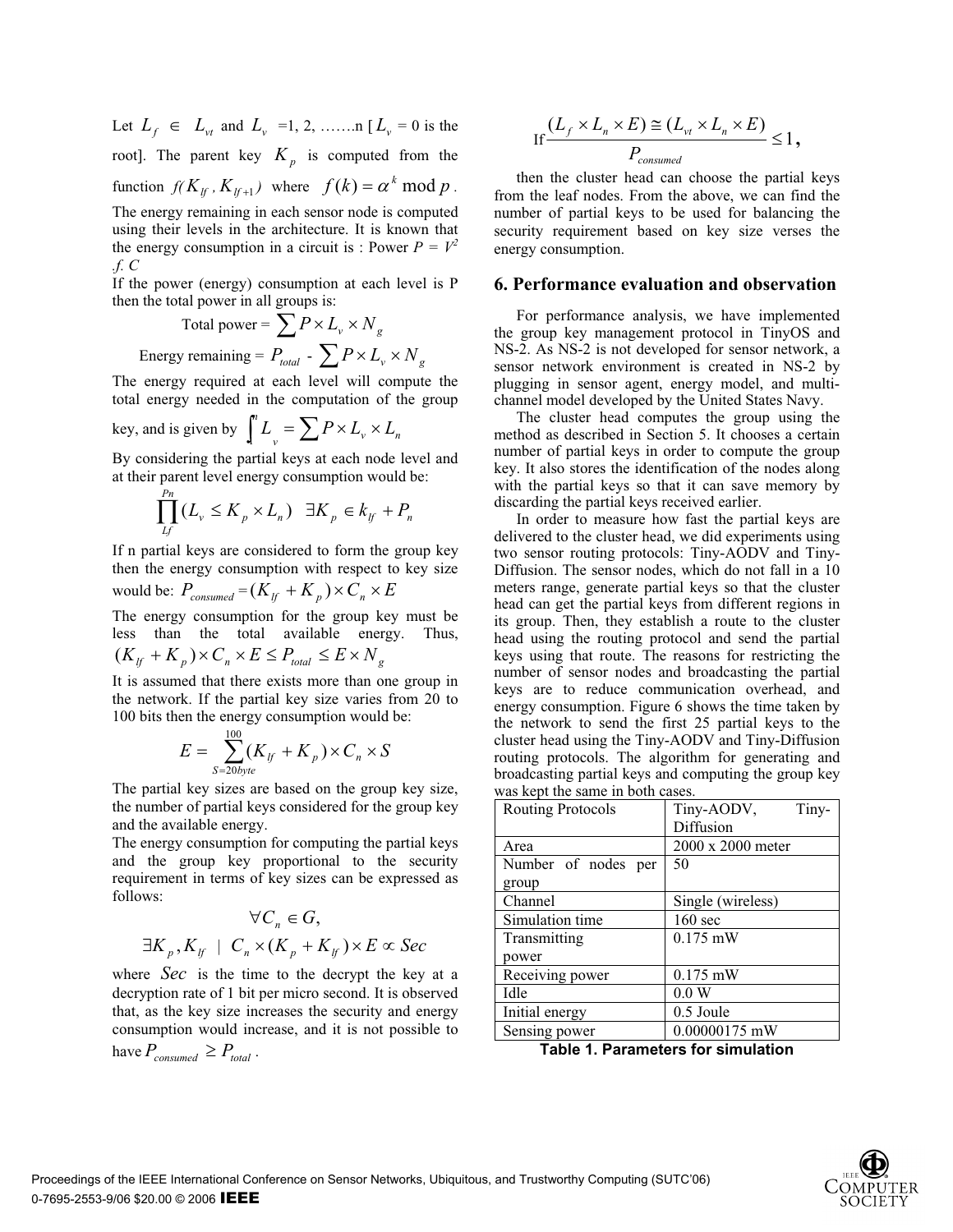Let $L_f \in L_{vt}$ and $L_v$ =1, 2, …….n [ $L_v$ = 0 is the root]. The parent key $K_p$ is computed from the function $f(K_{lf}, K_{lf+1})$ where $f(k) = \alpha^k \bmod p$.

The energy remaining in each sensor node is computed using their levels in the architecture. It is known that the energy consumption in a circuit is : Power $P = V^2 .f. C$

If the power (energy) consumption at each level is P then the total power in all groups is:

$$\text{Total power} = \sum P \times L_v \times N_g$$

$$\text{Energy remaining} = P_{total} - \sum P \times L_v \times N_g$$

The energy required at each level will compute the total energy needed in the computation of the group key, and is given by $\int^n L_v = \sum P \times L_v \times L_n$

By considering the partial keys at each node level and at their parent level energy consumption would be:

$$\prod_{Lf}^{Pn} (L_v \leq K_p \times L_n) \quad \exists K_p \in k_{lf} + P_n$$

If n partial keys are considered to form the group key then the energy consumption with respect to key size would be: $P_{consumed} = (K_{lf} + K_p) \times C_n \times E$

The energy consumption for the group key must be less than the total available energy. Thus, $(K_{lf} + K_p) \times C_n \times E \leq P_{total} \leq E \times N_g$

It is assumed that there exists more than one group in the network. If the partial key size varies from 20 to 100 bits then the energy consumption would be:

$$E = \sum_{S=20byte}^{100} (K_{lf} + K_p) \times C_n \times S$$

The partial key sizes are based on the group key size, the number of partial keys considered for the group key and the available energy.

The energy consumption for computing the partial keys and the group key proportional to the security requirement in terms of key sizes can be expressed as follows:

$$\forall C_n \in G,$$

$$\exists K_p, K_{lf} \ \mid \ C_n \times (K_p + K_{lf}) \times E \propto Sec$$

where $Sec$ is the time to the decrypt the key at a decryption rate of 1 bit per micro second. It is observed that, as the key size increases the security and energy consumption would increase, and it is not possible to have $P_{consumed} \geq P_{total}$.

If $\dfrac{(L_f \times L_n \times E) \cong (L_{vt} \times L_n \times E)}{P_{consumed}} \leq 1$,

then the cluster head can choose the partial keys from the leaf nodes. From the above, we can find the number of partial keys to be used for balancing the security requirement based on key size verses the energy consumption.

## 6. Performance evaluation and observation

For performance analysis, we have implemented the group key management protocol in TinyOS and NS-2. As NS-2 is not developed for sensor network, a sensor network environment is created in NS-2 by plugging in sensor agent, energy model, and multi-channel model developed by the United States Navy.

The cluster head computes the group using the method as described in Section 5. It chooses a certain number of partial keys in order to compute the group key. It also stores the identification of the nodes along with the partial keys so that it can save memory by discarding the partial keys received earlier.

In order to measure how fast the partial keys are delivered to the cluster head, we did experiments using two sensor routing protocols: Tiny-AODV and Tiny-Diffusion. The sensor nodes, which do not fall in a 10 meters range, generate partial keys so that the cluster head can get the partial keys from different regions in its group. Then, they establish a route to the cluster head using the routing protocol and send the partial keys using that route. The reasons for restricting the number of sensor nodes and broadcasting the partial keys are to reduce communication overhead, and energy consumption. Figure 6 shows the time taken by the network to send the first 25 partial keys to the cluster head using the Tiny-AODV and Tiny-Diffusion routing protocols. The algorithm for generating and broadcasting partial keys and computing the group key was kept the same in both cases.

| Routing Protocols | Tiny-AODV, Tiny-Diffusion |
|---|---|
| Area | 2000 x 2000 meter |
| Number of nodes per group | 50 |
| Channel | Single (wireless) |
| Simulation time | 160 sec |
| Transmitting power | 0.175 mW |
| Receiving power | 0.175 mW |
| Idle | 0.0 W |
| Initial energy | 0.5 Joule |
| Sensing power | 0.00000175 mW |

**Table 1. Parameters for simulation**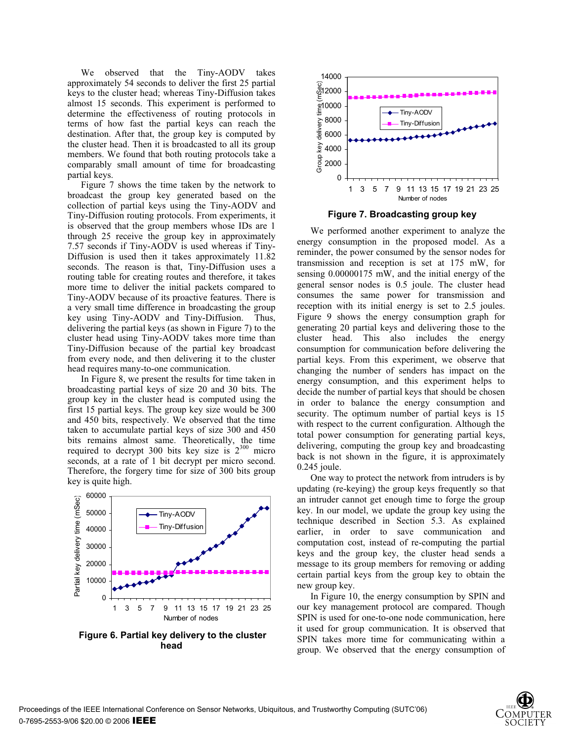We observed that the Tiny-AODV takes approximately 54 seconds to deliver the first 25 partial keys to the cluster head; whereas Tiny-Diffusion takes almost 15 seconds. This experiment is performed to determine the effectiveness of routing protocols in terms of how fast the partial keys can reach the destination. After that, the group key is computed by the cluster head. Then it is broadcasted to all its group members. We found that both routing protocols take a comparably small amount of time for broadcasting partial keys.

Figure 7 shows the time taken by the network to broadcast the group key generated based on the collection of partial keys using the Tiny-AODV and Tiny-Diffusion routing protocols. From experiments, it is observed that the group members whose IDs are 1 through 25 receive the group key in approximately 7.57 seconds if Tiny-AODV is used whereas if Tiny-Diffusion is used then it takes approximately 11.82 seconds. The reason is that, Tiny-Diffusion uses a routing table for creating routes and therefore, it takes more time to deliver the initial packets compared to Tiny-AODV because of its proactive features. There is a very small time difference in broadcasting the group key using Tiny-AODV and Tiny-Diffusion. Thus, delivering the partial keys (as shown in Figure 7) to the cluster head using Tiny-AODV takes more time than Tiny-Diffusion because of the partial key broadcast from every node, and then delivering it to the cluster head requires many-to-one communication.

In Figure 8, we present the results for time taken in broadcasting partial keys of size 20 and 30 bits. The group key in the cluster head is computed using the first 15 partial keys. The group key size would be 300 and 450 bits, respectively. We observed that the time taken to accumulate partial keys of size 300 and 450 bits remains almost same. Theoretically, the time required to decrypt 300 bits key size is $2^{300}$ micro seconds, at a rate of 1 bit decrypt per micro second. Therefore, the forgery time for size of 300 bits group key is quite high.

**Figure 6. Partial key delivery to the cluster head**

**Figure 7. Broadcasting group key**

We performed another experiment to analyze the energy consumption in the proposed model. As a reminder, the power consumed by the sensor nodes for transmission and reception is set at 175 mW, for sensing 0.00000175 mW, and the initial energy of the general sensor nodes is 0.5 joule. The cluster head consumes the same power for transmission and reception with its initial energy is set to 2.5 joules. Figure 9 shows the energy consumption graph for generating 20 partial keys and delivering those to the cluster head. This also includes the energy consumption for communication before delivering the partial keys. From this experiment, we observe that changing the number of senders has impact on the energy consumption, and this experiment helps to decide the number of partial keys that should be chosen in order to balance the energy consumption and security. The optimum number of partial keys is 15 with respect to the current configuration. Although the total power consumption for generating partial keys, delivering, computing the group key and broadcasting back is not shown in the figure, it is approximately 0.245 joule.

One way to protect the network from intruders is by updating (re-keying) the group keys frequently so that an intruder cannot get enough time to forge the group key. In our model, we update the group key using the technique described in Section 5.3. As explained earlier, in order to save communication and computation cost, instead of re-computing the partial keys and the group key, the cluster head sends a message to its group members for removing or adding certain partial keys from the group key to obtain the new group key.

In Figure 10, the energy consumption by SPIN and our key management protocol are compared. Though SPIN is used for one-to-one node communication, here it used for group communication. It is observed that SPIN takes more time for communicating within a group. We observed that the energy consumption of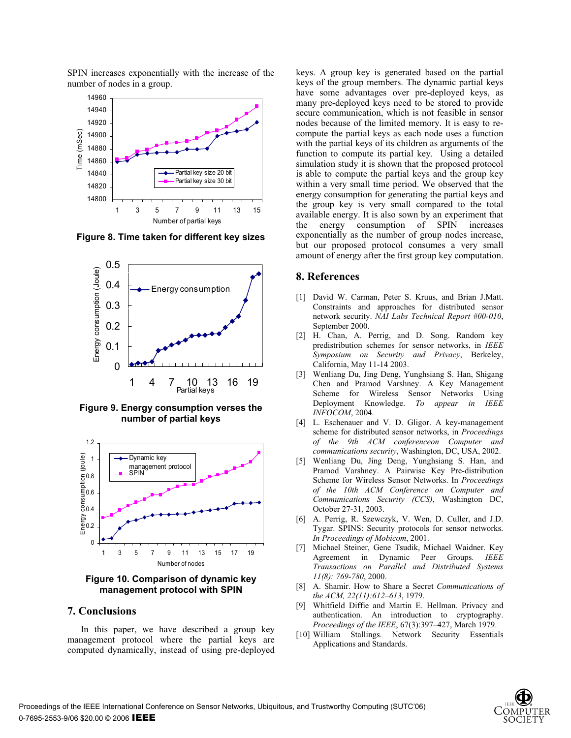SPIN increases exponentially with the increase of the number of nodes in a group.

14960
14940
14920
14900
14880
14860
14840
14820
14800
Time (mSec)
1 3 5 7 9 11 13 15
Number of partial keys
Partial key size 20 bit
Partial key size 30 bit

**Figure 8. Time taken for different key sizes**

0.5
0.4
0.3
0.2
0.1
0
Energy consumption (Joule)
1 4 7 10 13 16 19
Partial keys
Energy consumption

**Figure 9. Energy consumption verses the number of partial keys**

1.2
1
0.8
0.6
0.4
0.2
0
Energy consumption (joule)
1 3 5 7 9 11 13 15 17 19
Number of nodes
Dynamic key management protocol
SPIN

**Figure 10. Comparison of dynamic key management protocol with SPIN**

## 7. Conclusions

In this paper, we have described a group key management protocol where the partial keys are computed dynamically, instead of using pre-deployed keys. A group key is generated based on the partial keys of the group members. The dynamic partial keys have some advantages over pre-deployed keys, as many pre-deployed keys need to be stored to provide secure communication, which is not feasible in sensor nodes because of the limited memory. It is easy to re-compute the partial keys as each node uses a function with the partial keys of its children as arguments of the function to compute its partial key. Using a detailed simulation study it is shown that the proposed protocol is able to compute the partial keys and the group key within a very small time period. We observed that the energy consumption for generating the partial keys and the group key is very small compared to the total available energy. It is also sown by an experiment that the energy consumption of SPIN increases exponentially as the number of group nodes increase, but our proposed protocol consumes a very small amount of energy after the first group key computation.

## 8. References

[1] David W. Carman, Peter S. Kruus, and Brian J.Matt. Constraints and approaches for distributed sensor network security. *NAI Labs Technical Report #00-010*, September 2000.

[2] H. Chan, A. Perrig, and D. Song. Random key predistribution schemes for sensor networks, in *IEEE Symposium on Security and Privacy*, Berkeley, California, May 11-14 2003.

[3] Wenliang Du, Jing Deng, Yunghsiang S. Han, Shigang Chen and Pramod Varshney. A Key Management Scheme for Wireless Sensor Networks Using Deployment Knowledge. *To appear in IEEE INFOCOM*, 2004.

[4] L. Eschenauer and V. D. Gligor. A key-management scheme for distributed sensor networks, in *Proceedings of the 9th ACM conferenceon Computer and communications security*, Washington, DC, USA, 2002.

[5] Wenliang Du, Jing Deng, Yunghsiang S. Han, and Pramod Varshney. A Pairwise Key Pre-distribution Scheme for Wireless Sensor Networks. In *Proceedings of the 10th ACM Conference on Computer and Communications Security (CCS)*, Washington DC, October 27-31, 2003.

[6] A. Perrig, R. Szewczyk, V. Wen, D. Culler, and J.D. Tygar. SPINS: Security protocols for sensor networks. *In Proceedings of Mobicom*, 2001.

[7] Michael Steiner, Gene Tsudik, Michael Waidner. Key Agreement in Dynamic Peer Groups. *IEEE Transactions on Parallel and Distributed Systems 11(8): 769-780*, 2000.

[8] A. Shamir. How to Share a Secret *Communications of the ACM, 22(11):612–613*, 1979.

[9] Whitfield Diffie and Martin E. Hellman. Privacy and authentication. An introduction to cryptography. *Proceedings of the IEEE*, 67(3):397–427, March 1979.

[10] William Stallings. Network Security Essentials Applications and Standards.